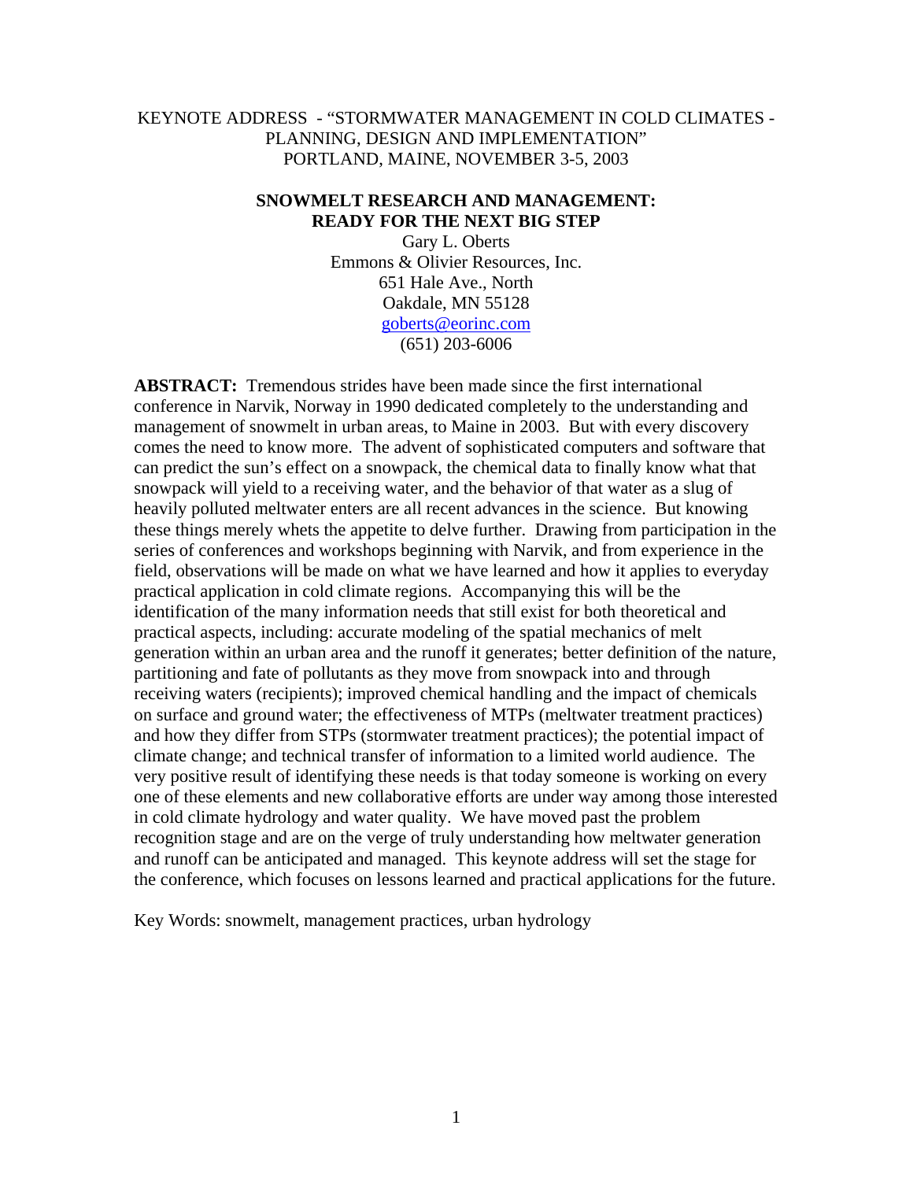KEYNOTE ADDRESS - "STORMWATER MANAGEMENT IN COLD CLIMATES - PLANNING, DESIGN AND IMPLEMENTATION"
PORTLAND, MAINE, NOVEMBER 3-5, 2003

# SNOWMELT RESEARCH AND MANAGEMENT: READY FOR THE NEXT BIG STEP

Gary L. Oberts
Emmons & Olivier Resources, Inc.
651 Hale Ave., North
Oakdale, MN 55128
goberts@eorinc.com
(651) 203-6006

**ABSTRACT:** Tremendous strides have been made since the first international conference in Narvik, Norway in 1990 dedicated completely to the understanding and management of snowmelt in urban areas, to Maine in 2003. But with every discovery comes the need to know more. The advent of sophisticated computers and software that can predict the sun's effect on a snowpack, the chemical data to finally know what that snowpack will yield to a receiving water, and the behavior of that water as a slug of heavily polluted meltwater enters are all recent advances in the science. But knowing these things merely whets the appetite to delve further. Drawing from participation in the series of conferences and workshops beginning with Narvik, and from experience in the field, observations will be made on what we have learned and how it applies to everyday practical application in cold climate regions. Accompanying this will be the identification of the many information needs that still exist for both theoretical and practical aspects, including: accurate modeling of the spatial mechanics of melt generation within an urban area and the runoff it generates; better definition of the nature, partitioning and fate of pollutants as they move from snowpack into and through receiving waters (recipients); improved chemical handling and the impact of chemicals on surface and ground water; the effectiveness of MTPs (meltwater treatment practices) and how they differ from STPs (stormwater treatment practices); the potential impact of climate change; and technical transfer of information to a limited world audience. The very positive result of identifying these needs is that today someone is working on every one of these elements and new collaborative efforts are under way among those interested in cold climate hydrology and water quality. We have moved past the problem recognition stage and are on the verge of truly understanding how meltwater generation and runoff can be anticipated and managed. This keynote address will set the stage for the conference, which focuses on lessons learned and practical applications for the future.

Key Words: snowmelt, management practices, urban hydrology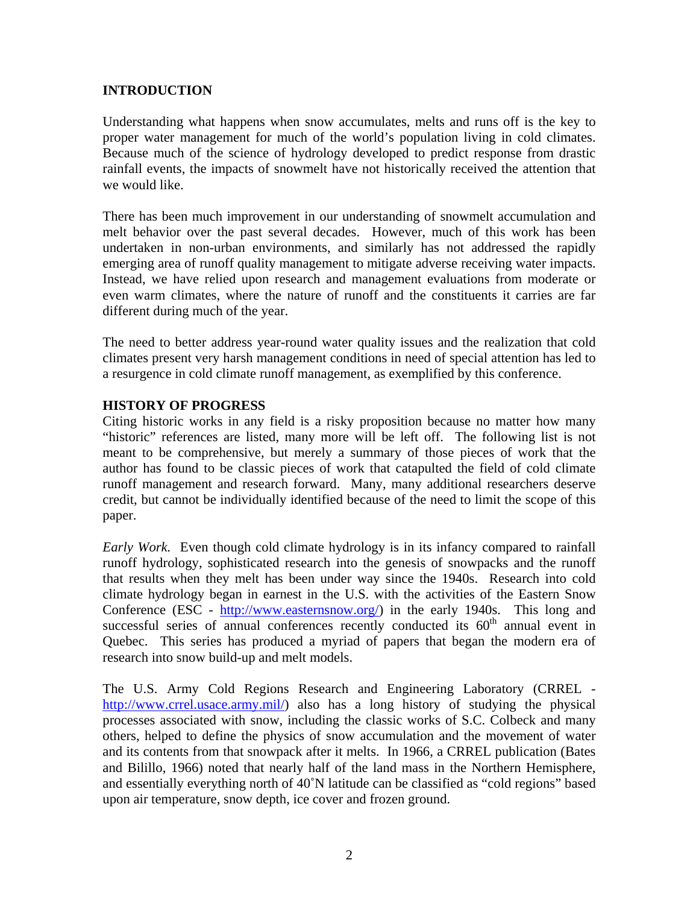## INTRODUCTION

Understanding what happens when snow accumulates, melts and runs off is the key to proper water management for much of the world's population living in cold climates. Because much of the science of hydrology developed to predict response from drastic rainfall events, the impacts of snowmelt have not historically received the attention that we would like.

There has been much improvement in our understanding of snowmelt accumulation and melt behavior over the past several decades. However, much of this work has been undertaken in non-urban environments, and similarly has not addressed the rapidly emerging area of runoff quality management to mitigate adverse receiving water impacts. Instead, we have relied upon research and management evaluations from moderate or even warm climates, where the nature of runoff and the constituents it carries are far different during much of the year.

The need to better address year-round water quality issues and the realization that cold climates present very harsh management conditions in need of special attention has led to a resurgence in cold climate runoff management, as exemplified by this conference.

## HISTORY OF PROGRESS

Citing historic works in any field is a risky proposition because no matter how many "historic" references are listed, many more will be left off. The following list is not meant to be comprehensive, but merely a summary of those pieces of work that the author has found to be classic pieces of work that catapulted the field of cold climate runoff management and research forward. Many, many additional researchers deserve credit, but cannot be individually identified because of the need to limit the scope of this paper.

*Early Work.* Even though cold climate hydrology is in its infancy compared to rainfall runoff hydrology, sophisticated research into the genesis of snowpacks and the runoff that results when they melt has been under way since the 1940s. Research into cold climate hydrology began in earnest in the U.S. with the activities of the Eastern Snow Conference (ESC - http://www.easternsnow.org/) in the early 1940s. This long and successful series of annual conferences recently conducted its 60th annual event in Quebec. This series has produced a myriad of papers that began the modern era of research into snow build-up and melt models.

The U.S. Army Cold Regions Research and Engineering Laboratory (CRREL - http://www.crrel.usace.army.mil/) also has a long history of studying the physical processes associated with snow, including the classic works of S.C. Colbeck and many others, helped to define the physics of snow accumulation and the movement of water and its contents from that snowpack after it melts. In 1966, a CRREL publication (Bates and Bilillo, 1966) noted that nearly half of the land mass in the Northern Hemisphere, and essentially everything north of 40˚N latitude can be classified as "cold regions" based upon air temperature, snow depth, ice cover and frozen ground.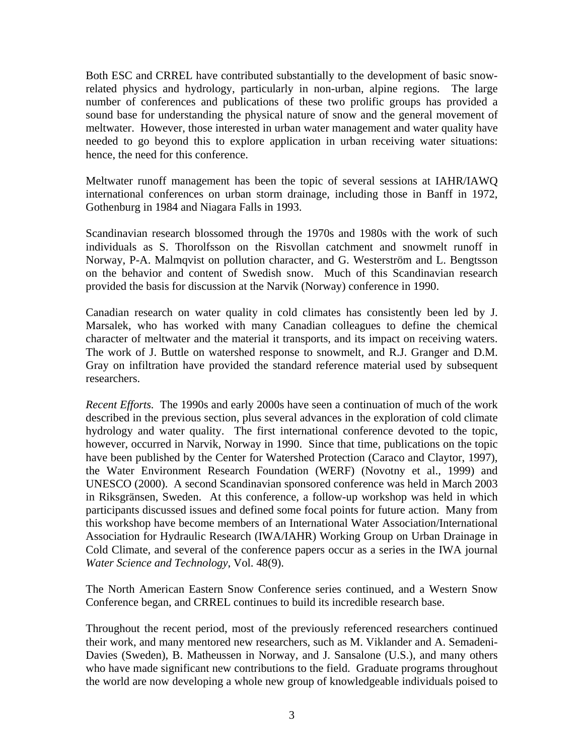Both ESC and CRREL have contributed substantially to the development of basic snow-related physics and hydrology, particularly in non-urban, alpine regions. The large number of conferences and publications of these two prolific groups has provided a sound base for understanding the physical nature of snow and the general movement of meltwater. However, those interested in urban water management and water quality have needed to go beyond this to explore application in urban receiving water situations: hence, the need for this conference.

Meltwater runoff management has been the topic of several sessions at IAHR/IAWQ international conferences on urban storm drainage, including those in Banff in 1972, Gothenburg in 1984 and Niagara Falls in 1993.

Scandinavian research blossomed through the 1970s and 1980s with the work of such individuals as S. Thorolfsson on the Risvollan catchment and snowmelt runoff in Norway, P-A. Malmqvist on pollution character, and G. Westerström and L. Bengtsson on the behavior and content of Swedish snow. Much of this Scandinavian research provided the basis for discussion at the Narvik (Norway) conference in 1990.

Canadian research on water quality in cold climates has consistently been led by J. Marsalek, who has worked with many Canadian colleagues to define the chemical character of meltwater and the material it transports, and its impact on receiving waters. The work of J. Buttle on watershed response to snowmelt, and R.J. Granger and D.M. Gray on infiltration have provided the standard reference material used by subsequent researchers.

*Recent Efforts.* The 1990s and early 2000s have seen a continuation of much of the work described in the previous section, plus several advances in the exploration of cold climate hydrology and water quality. The first international conference devoted to the topic, however, occurred in Narvik, Norway in 1990. Since that time, publications on the topic have been published by the Center for Watershed Protection (Caraco and Claytor, 1997), the Water Environment Research Foundation (WERF) (Novotny et al., 1999) and UNESCO (2000). A second Scandinavian sponsored conference was held in March 2003 in Riksgränsen, Sweden. At this conference, a follow-up workshop was held in which participants discussed issues and defined some focal points for future action. Many from this workshop have become members of an International Water Association/International Association for Hydraulic Research (IWA/IAHR) Working Group on Urban Drainage in Cold Climate, and several of the conference papers occur as a series in the IWA journal *Water Science and Technology*, Vol. 48(9).

The North American Eastern Snow Conference series continued, and a Western Snow Conference began, and CRREL continues to build its incredible research base.

Throughout the recent period, most of the previously referenced researchers continued their work, and many mentored new researchers, such as M. Viklander and A. Semadeni-Davies (Sweden), B. Matheussen in Norway, and J. Sansalone (U.S.), and many others who have made significant new contributions to the field. Graduate programs throughout the world are now developing a whole new group of knowledgeable individuals poised to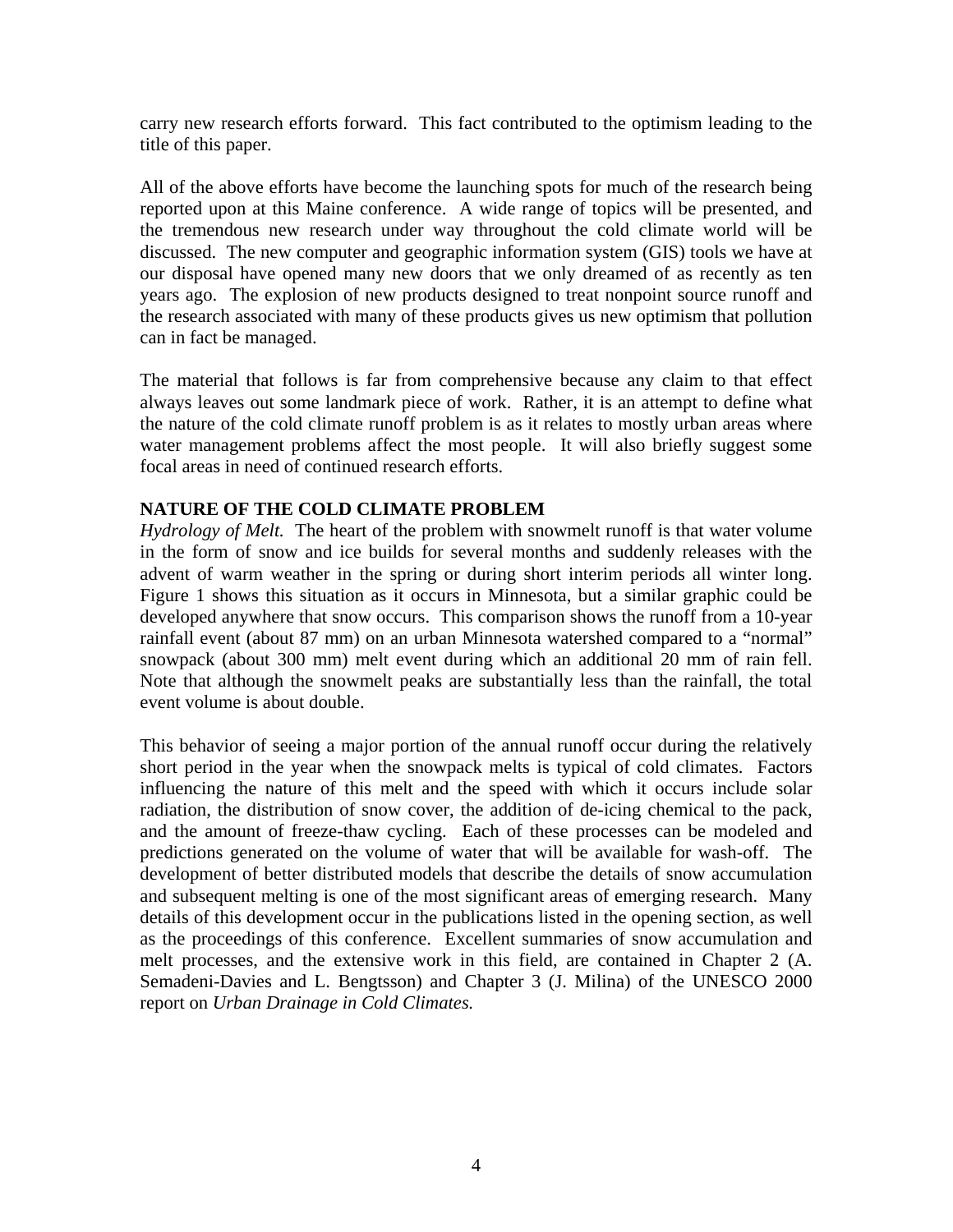carry new research efforts forward. This fact contributed to the optimism leading to the title of this paper.

All of the above efforts have become the launching spots for much of the research being reported upon at this Maine conference. A wide range of topics will be presented, and the tremendous new research under way throughout the cold climate world will be discussed. The new computer and geographic information system (GIS) tools we have at our disposal have opened many new doors that we only dreamed of as recently as ten years ago. The explosion of new products designed to treat nonpoint source runoff and the research associated with many of these products gives us new optimism that pollution can in fact be managed.

The material that follows is far from comprehensive because any claim to that effect always leaves out some landmark piece of work. Rather, it is an attempt to define what the nature of the cold climate runoff problem is as it relates to mostly urban areas where water management problems affect the most people. It will also briefly suggest some focal areas in need of continued research efforts.

## NATURE OF THE COLD CLIMATE PROBLEM

*Hydrology of Melt.* The heart of the problem with snowmelt runoff is that water volume in the form of snow and ice builds for several months and suddenly releases with the advent of warm weather in the spring or during short interim periods all winter long. Figure 1 shows this situation as it occurs in Minnesota, but a similar graphic could be developed anywhere that snow occurs. This comparison shows the runoff from a 10-year rainfall event (about 87 mm) on an urban Minnesota watershed compared to a "normal" snowpack (about 300 mm) melt event during which an additional 20 mm of rain fell. Note that although the snowmelt peaks are substantially less than the rainfall, the total event volume is about double.

This behavior of seeing a major portion of the annual runoff occur during the relatively short period in the year when the snowpack melts is typical of cold climates. Factors influencing the nature of this melt and the speed with which it occurs include solar radiation, the distribution of snow cover, the addition of de-icing chemical to the pack, and the amount of freeze-thaw cycling. Each of these processes can be modeled and predictions generated on the volume of water that will be available for wash-off. The development of better distributed models that describe the details of snow accumulation and subsequent melting is one of the most significant areas of emerging research. Many details of this development occur in the publications listed in the opening section, as well as the proceedings of this conference. Excellent summaries of snow accumulation and melt processes, and the extensive work in this field, are contained in Chapter 2 (A. Semadeni-Davies and L. Bengtsson) and Chapter 3 (J. Milina) of the UNESCO 2000 report on *Urban Drainage in Cold Climates.*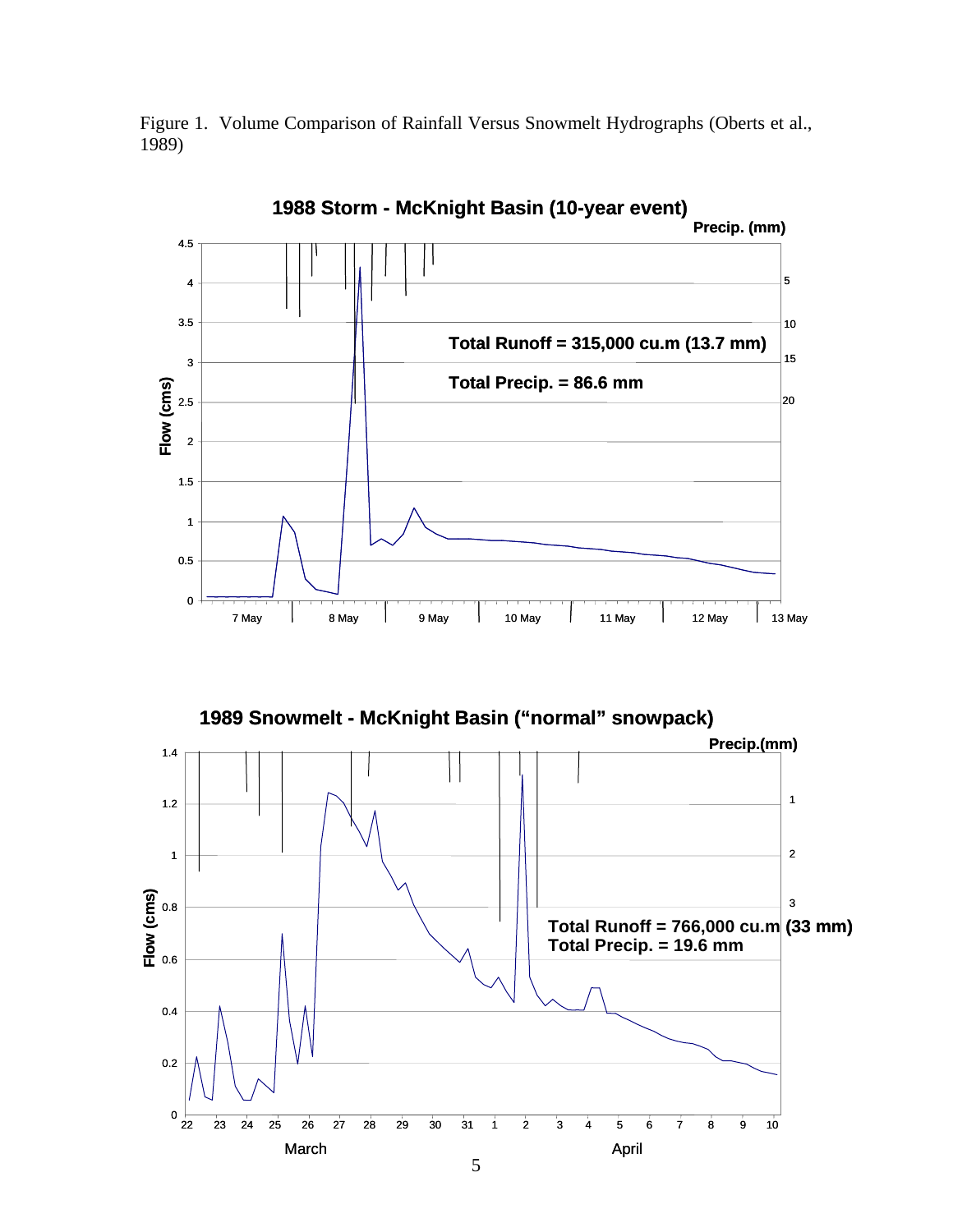Figure 1. Volume Comparison of Rainfall Versus Snowmelt Hydrographs (Oberts et al., 1989)

**1988 Storm - McKnight Basin (10-year event)**

Total Runoff = 315,000 cu.m (13.7 mm)

Total Precip. = 86.6 mm

**1989 Snowmelt - McKnight Basin ("normal" snowpack)**

Total Runoff = 766,000 cu.m (33 mm)

Total Precip. = 19.6 mm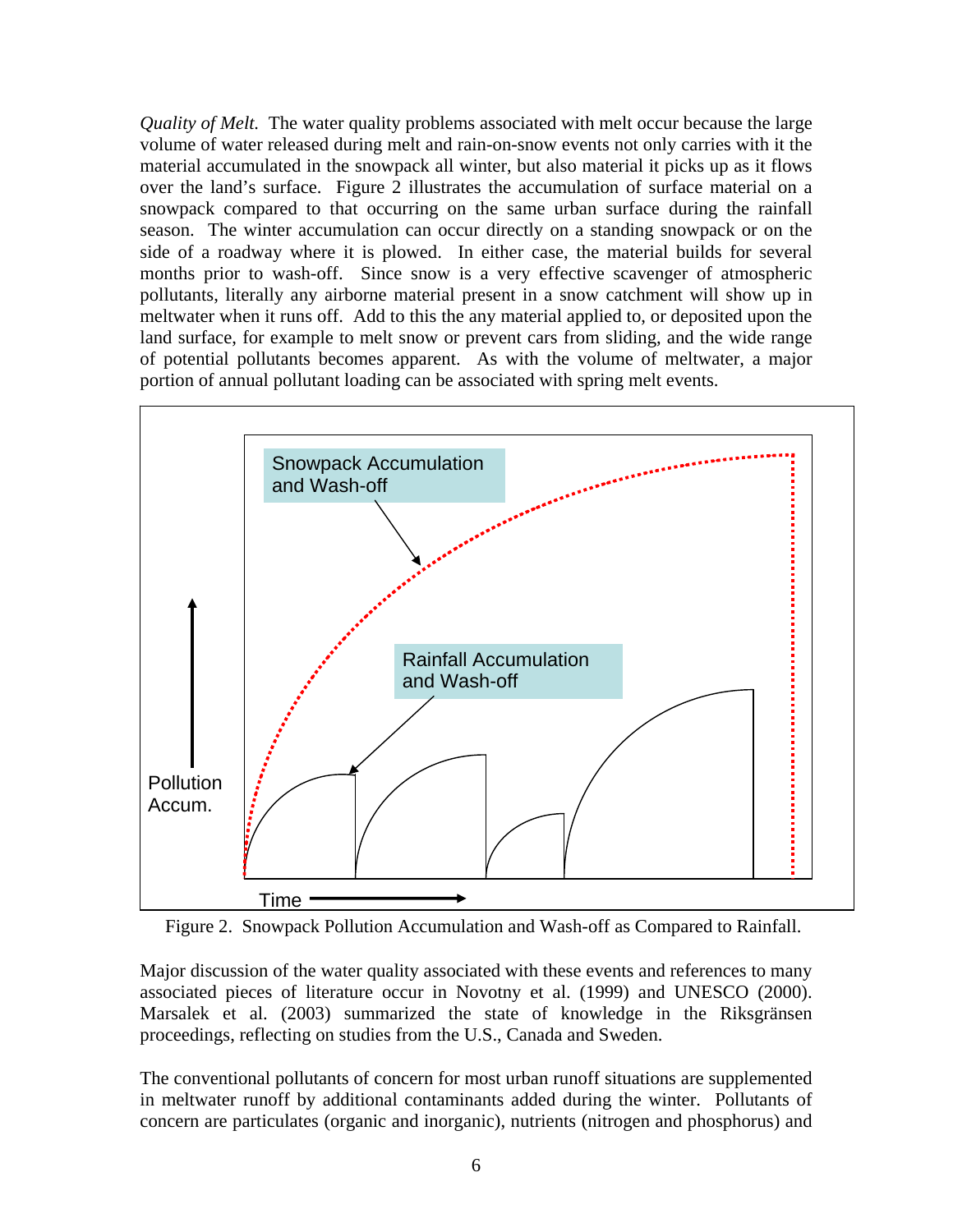*Quality of Melt.* The water quality problems associated with melt occur because the large volume of water released during melt and rain-on-snow events not only carries with it the material accumulated in the snowpack all winter, but also material it picks up as it flows over the land's surface. Figure 2 illustrates the accumulation of surface material on a snowpack compared to that occurring on the same urban surface during the rainfall season. The winter accumulation can occur directly on a standing snowpack or on the side of a roadway where it is plowed. In either case, the material builds for several months prior to wash-off. Since snow is a very effective scavenger of atmospheric pollutants, literally any airborne material present in a snow catchment will show up in meltwater when it runs off. Add to this the any material applied to, or deposited upon the land surface, for example to melt snow or prevent cars from sliding, and the wide range of potential pollutants becomes apparent. As with the volume of meltwater, a major portion of annual pollutant loading can be associated with spring melt events.

Figure 2. Snowpack Pollution Accumulation and Wash-off as Compared to Rainfall.

Major discussion of the water quality associated with these events and references to many associated pieces of literature occur in Novotny et al. (1999) and UNESCO (2000). Marsalek et al. (2003) summarized the state of knowledge in the Riksgränsen proceedings, reflecting on studies from the U.S., Canada and Sweden.

The conventional pollutants of concern for most urban runoff situations are supplemented in meltwater runoff by additional contaminants added during the winter. Pollutants of concern are particulates (organic and inorganic), nutrients (nitrogen and phosphorus) and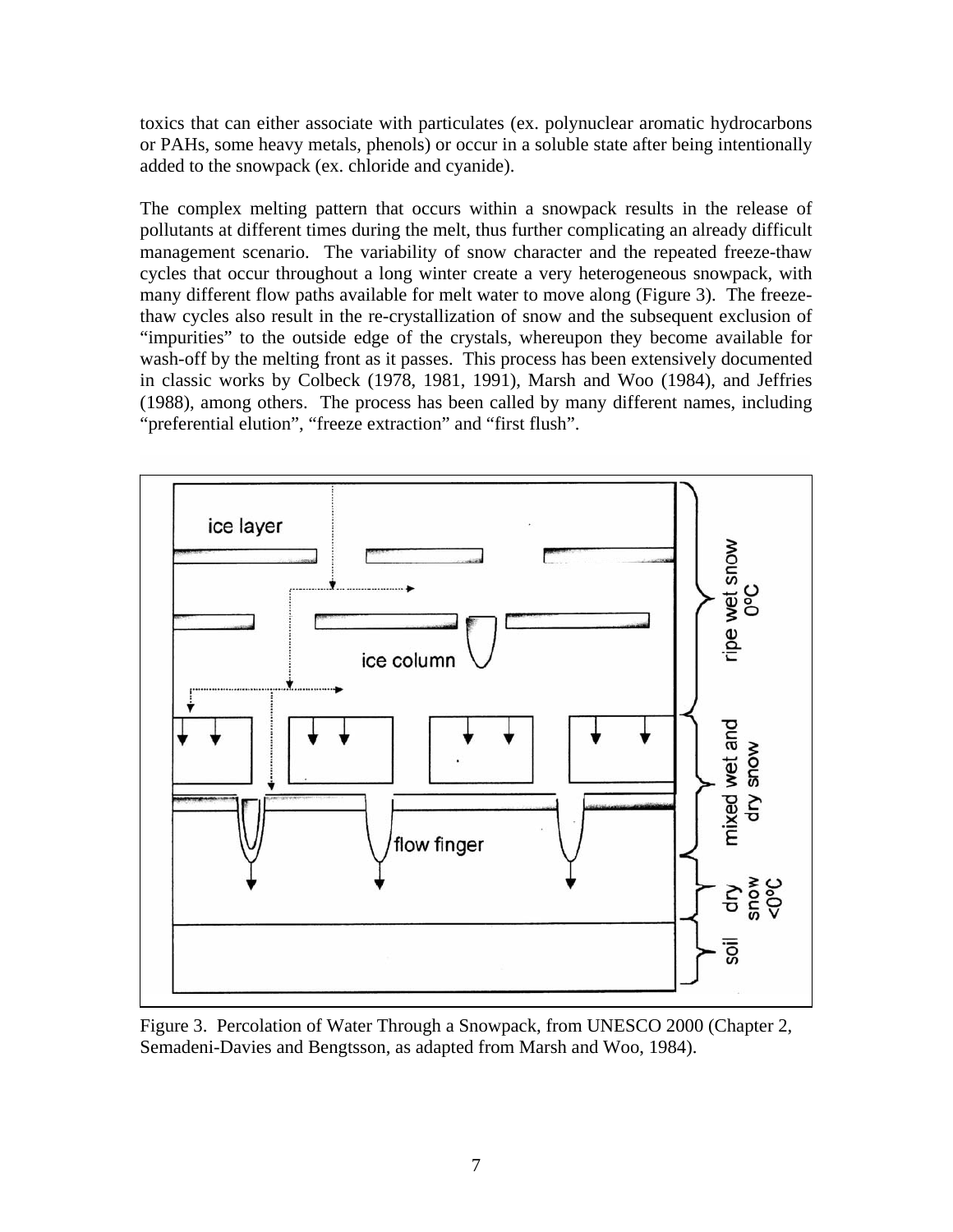toxics that can either associate with particulates (ex. polynuclear aromatic hydrocarbons or PAHs, some heavy metals, phenols) or occur in a soluble state after being intentionally added to the snowpack (ex. chloride and cyanide).

The complex melting pattern that occurs within a snowpack results in the release of pollutants at different times during the melt, thus further complicating an already difficult management scenario. The variability of snow character and the repeated freeze-thaw cycles that occur throughout a long winter create a very heterogeneous snowpack, with many different flow paths available for melt water to move along (Figure 3). The freeze-thaw cycles also result in the re-crystallization of snow and the subsequent exclusion of "impurities" to the outside edge of the crystals, whereupon they become available for wash-off by the melting front as it passes. This process has been extensively documented in classic works by Colbeck (1978, 1981, 1991), Marsh and Woo (1984), and Jeffries (1988), among others. The process has been called by many different names, including "preferential elution", "freeze extraction" and "first flush".

Figure 3. Percolation of Water Through a Snowpack, from UNESCO 2000 (Chapter 2, Semadeni-Davies and Bengtsson, as adapted from Marsh and Woo, 1984).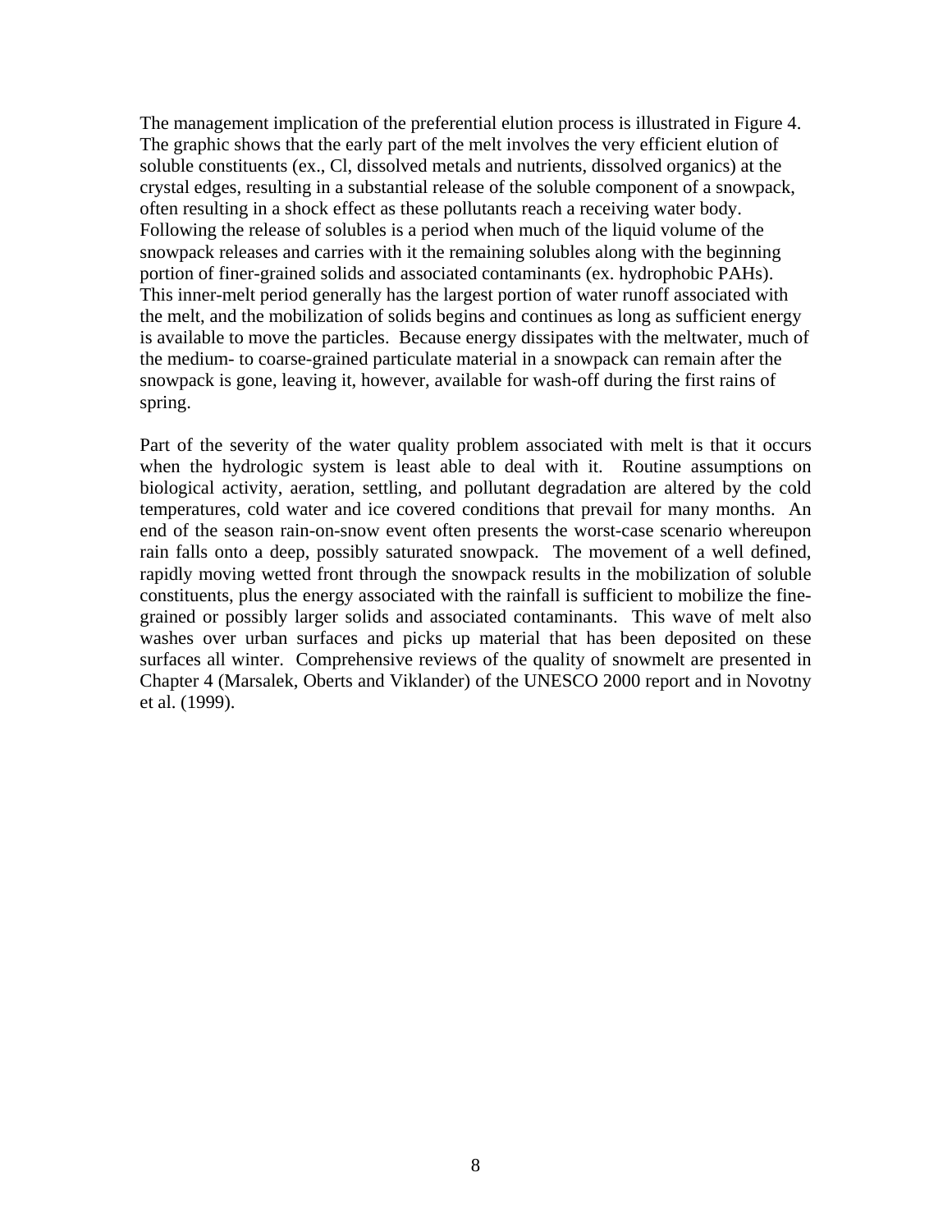The management implication of the preferential elution process is illustrated in Figure 4. The graphic shows that the early part of the melt involves the very efficient elution of soluble constituents (ex., Cl, dissolved metals and nutrients, dissolved organics) at the crystal edges, resulting in a substantial release of the soluble component of a snowpack, often resulting in a shock effect as these pollutants reach a receiving water body. Following the release of solubles is a period when much of the liquid volume of the snowpack releases and carries with it the remaining solubles along with the beginning portion of finer-grained solids and associated contaminants (ex. hydrophobic PAHs). This inner-melt period generally has the largest portion of water runoff associated with the melt, and the mobilization of solids begins and continues as long as sufficient energy is available to move the particles. Because energy dissipates with the meltwater, much of the medium- to coarse-grained particulate material in a snowpack can remain after the snowpack is gone, leaving it, however, available for wash-off during the first rains of spring.

Part of the severity of the water quality problem associated with melt is that it occurs when the hydrologic system is least able to deal with it. Routine assumptions on biological activity, aeration, settling, and pollutant degradation are altered by the cold temperatures, cold water and ice covered conditions that prevail for many months. An end of the season rain-on-snow event often presents the worst-case scenario whereupon rain falls onto a deep, possibly saturated snowpack. The movement of a well defined, rapidly moving wetted front through the snowpack results in the mobilization of soluble constituents, plus the energy associated with the rainfall is sufficient to mobilize the fine-grained or possibly larger solids and associated contaminants. This wave of melt also washes over urban surfaces and picks up material that has been deposited on these surfaces all winter. Comprehensive reviews of the quality of snowmelt are presented in Chapter 4 (Marsalek, Oberts and Viklander) of the UNESCO 2000 report and in Novotny et al. (1999).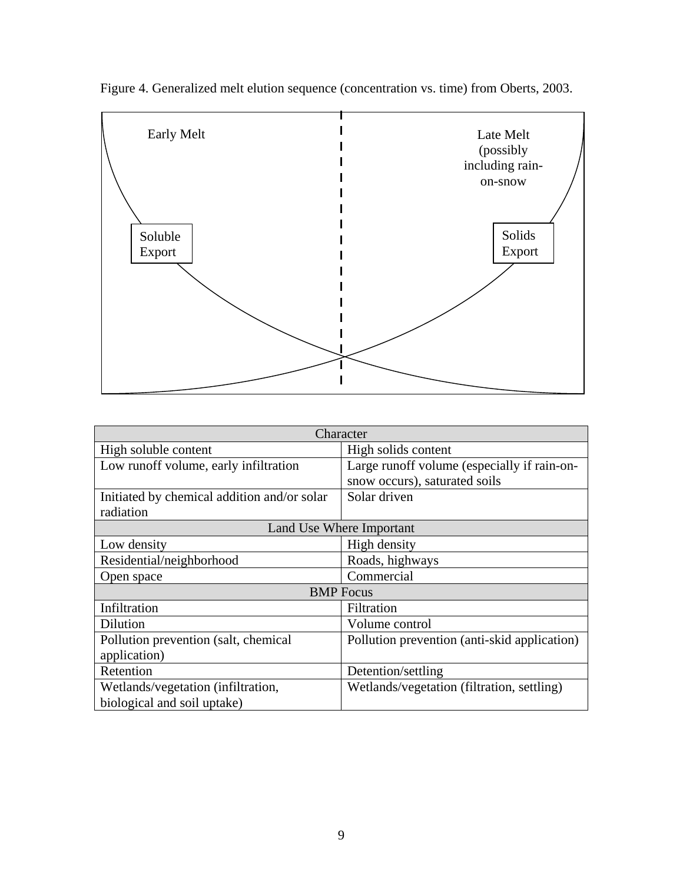Figure 4. Generalized melt elution sequence (concentration vs. time) from Oberts, 2003.

Early Melt

Late Melt (possibly including rain-on-snow

Soluble Export

Solids Export

| Character | |
|---|---|
| High soluble content | High solids content |
| Low runoff volume, early infiltration | Large runoff volume (especially if rain-on-snow occurs), saturated soils |
| Initiated by chemical addition and/or solar radiation | Solar driven |
| **Land Use Where Important** | |
| Low density | High density |
| Residential/neighborhood | Roads, highways |
| Open space | Commercial |
| **BMP Focus** | |
| Infiltration | Filtration |
| Dilution | Volume control |
| Pollution prevention (salt, chemical application) | Pollution prevention (anti-skid application) |
| Retention | Detention/settling |
| Wetlands/vegetation (infiltration, biological and soil uptake) | Wetlands/vegetation (filtration, settling) |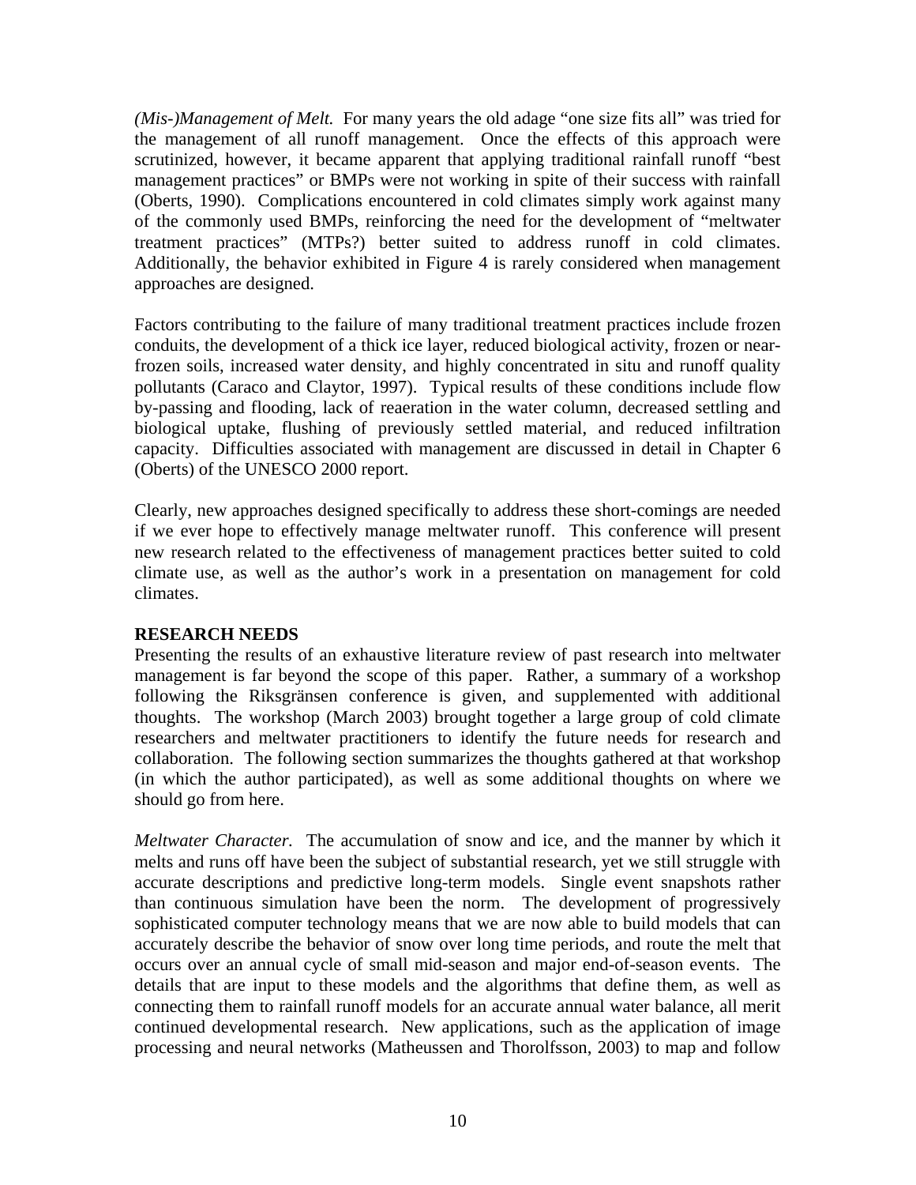*(Mis-)Management of Melt.* For many years the old adage "one size fits all" was tried for the management of all runoff management. Once the effects of this approach were scrutinized, however, it became apparent that applying traditional rainfall runoff "best management practices" or BMPs were not working in spite of their success with rainfall (Oberts, 1990). Complications encountered in cold climates simply work against many of the commonly used BMPs, reinforcing the need for the development of "meltwater treatment practices" (MTPs?) better suited to address runoff in cold climates. Additionally, the behavior exhibited in Figure 4 is rarely considered when management approaches are designed.

Factors contributing to the failure of many traditional treatment practices include frozen conduits, the development of a thick ice layer, reduced biological activity, frozen or near-frozen soils, increased water density, and highly concentrated in situ and runoff quality pollutants (Caraco and Claytor, 1997). Typical results of these conditions include flow by-passing and flooding, lack of reaeration in the water column, decreased settling and biological uptake, flushing of previously settled material, and reduced infiltration capacity. Difficulties associated with management are discussed in detail in Chapter 6 (Oberts) of the UNESCO 2000 report.

Clearly, new approaches designed specifically to address these short-comings are needed if we ever hope to effectively manage meltwater runoff. This conference will present new research related to the effectiveness of management practices better suited to cold climate use, as well as the author's work in a presentation on management for cold climates.

**RESEARCH NEEDS**

Presenting the results of an exhaustive literature review of past research into meltwater management is far beyond the scope of this paper. Rather, a summary of a workshop following the Riksgränsen conference is given, and supplemented with additional thoughts. The workshop (March 2003) brought together a large group of cold climate researchers and meltwater practitioners to identify the future needs for research and collaboration. The following section summarizes the thoughts gathered at that workshop (in which the author participated), as well as some additional thoughts on where we should go from here.

*Meltwater Character.* The accumulation of snow and ice, and the manner by which it melts and runs off have been the subject of substantial research, yet we still struggle with accurate descriptions and predictive long-term models. Single event snapshots rather than continuous simulation have been the norm. The development of progressively sophisticated computer technology means that we are now able to build models that can accurately describe the behavior of snow over long time periods, and route the melt that occurs over an annual cycle of small mid-season and major end-of-season events. The details that are input to these models and the algorithms that define them, as well as connecting them to rainfall runoff models for an accurate annual water balance, all merit continued developmental research. New applications, such as the application of image processing and neural networks (Matheussen and Thorolfsson, 2003) to map and follow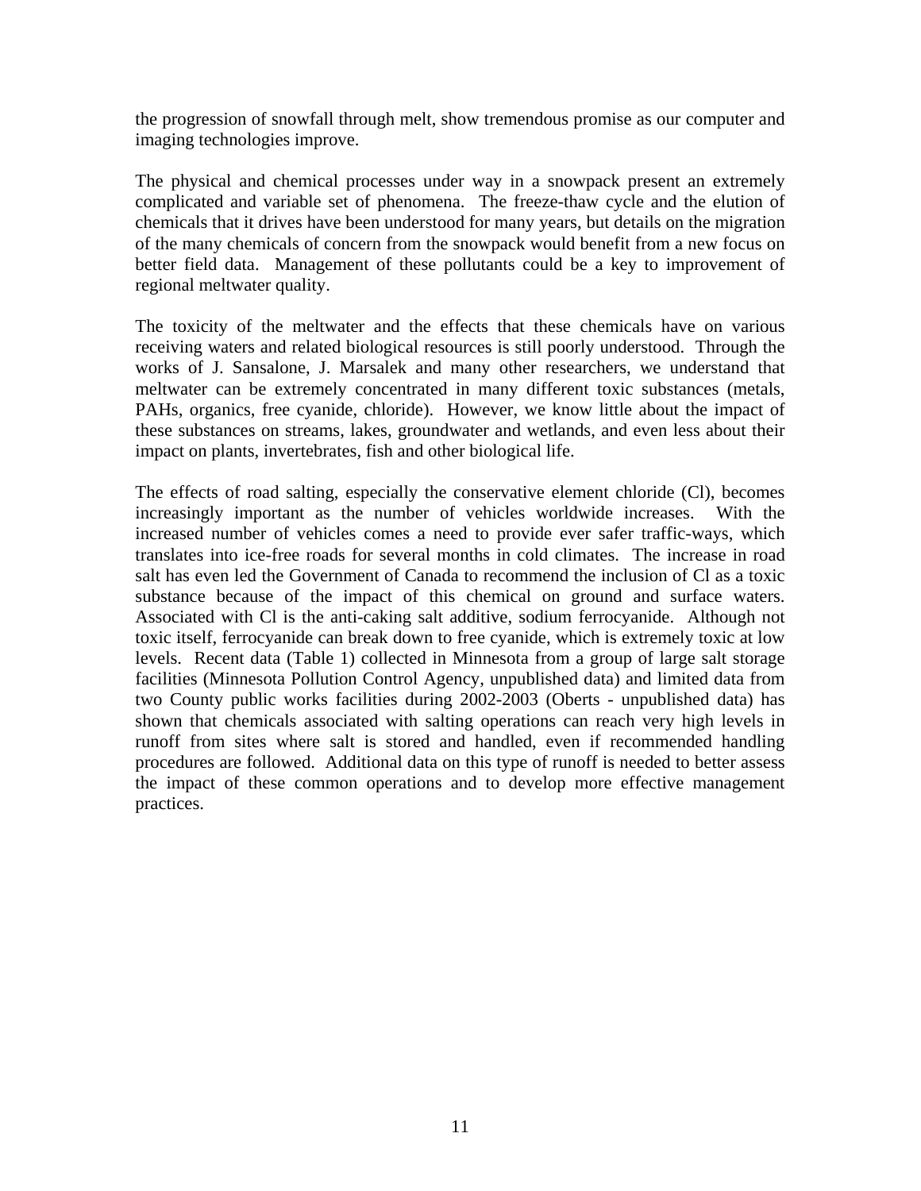the progression of snowfall through melt, show tremendous promise as our computer and imaging technologies improve.

The physical and chemical processes under way in a snowpack present an extremely complicated and variable set of phenomena. The freeze-thaw cycle and the elution of chemicals that it drives have been understood for many years, but details on the migration of the many chemicals of concern from the snowpack would benefit from a new focus on better field data. Management of these pollutants could be a key to improvement of regional meltwater quality.

The toxicity of the meltwater and the effects that these chemicals have on various receiving waters and related biological resources is still poorly understood. Through the works of J. Sansalone, J. Marsalek and many other researchers, we understand that meltwater can be extremely concentrated in many different toxic substances (metals, PAHs, organics, free cyanide, chloride). However, we know little about the impact of these substances on streams, lakes, groundwater and wetlands, and even less about their impact on plants, invertebrates, fish and other biological life.

The effects of road salting, especially the conservative element chloride (Cl), becomes increasingly important as the number of vehicles worldwide increases. With the increased number of vehicles comes a need to provide ever safer traffic-ways, which translates into ice-free roads for several months in cold climates. The increase in road salt has even led the Government of Canada to recommend the inclusion of Cl as a toxic substance because of the impact of this chemical on ground and surface waters. Associated with Cl is the anti-caking salt additive, sodium ferrocyanide. Although not toxic itself, ferrocyanide can break down to free cyanide, which is extremely toxic at low levels. Recent data (Table 1) collected in Minnesota from a group of large salt storage facilities (Minnesota Pollution Control Agency, unpublished data) and limited data from two County public works facilities during 2002-2003 (Oberts - unpublished data) has shown that chemicals associated with salting operations can reach very high levels in runoff from sites where salt is stored and handled, even if recommended handling procedures are followed. Additional data on this type of runoff is needed to better assess the impact of these common operations and to develop more effective management practices.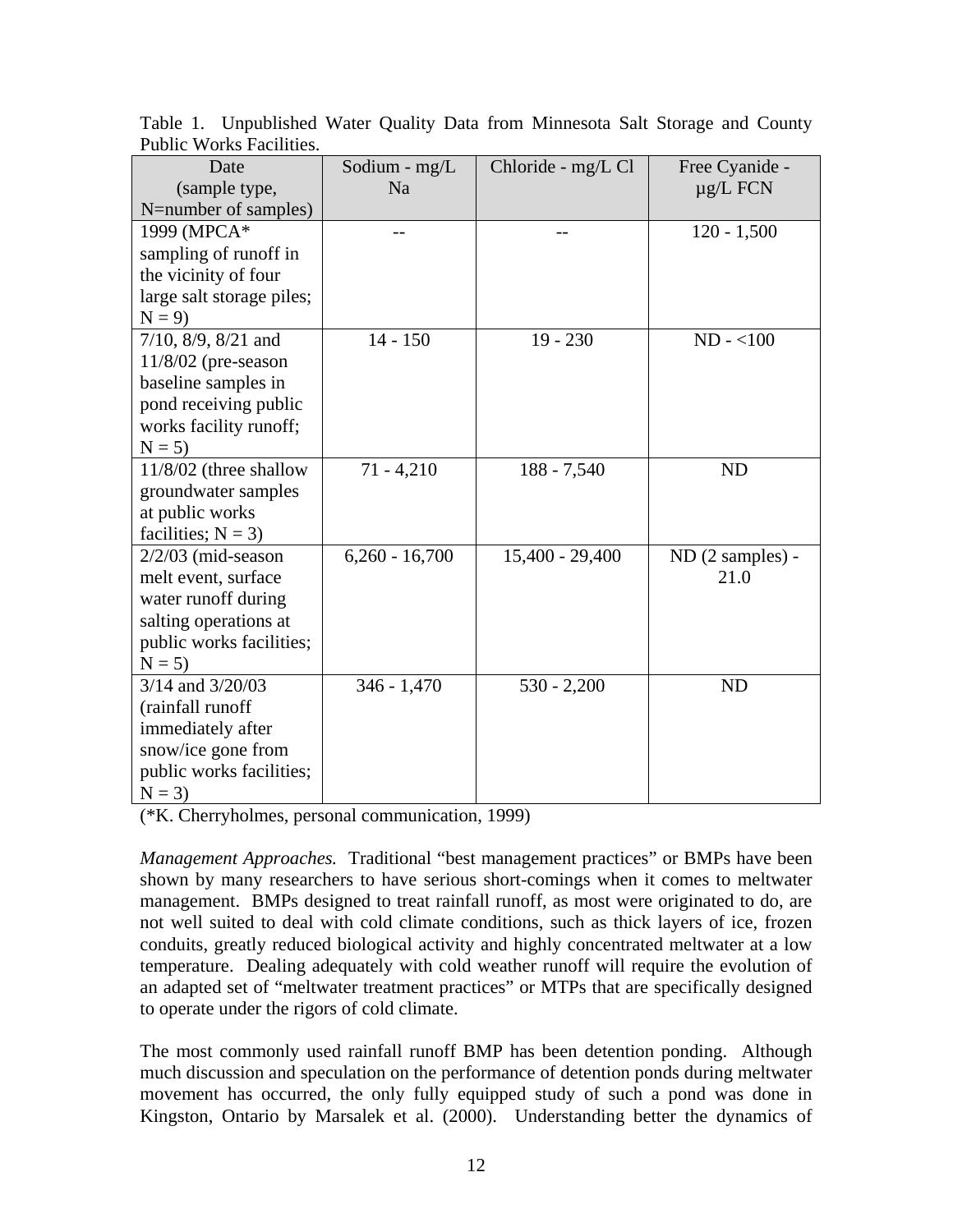Table 1. Unpublished Water Quality Data from Minnesota Salt Storage and County Public Works Facilities.

| Date (sample type, N=number of samples) | Sodium - mg/L Na | Chloride - mg/L Cl | Free Cyanide - µg/L FCN |
|---|---|---|---|
| 1999 (MPCA* sampling of runoff in the vicinity of four large salt storage piles; N = 9) | -- | -- | 120 - 1,500 |
| 7/10, 8/9, 8/21 and 11/8/02 (pre-season baseline samples in pond receiving public works facility runoff; N = 5) | 14 - 150 | 19 - 230 | ND - <100 |
| 11/8/02 (three shallow groundwater samples at public works facilities; N = 3) | 71 - 4,210 | 188 - 7,540 | ND |
| 2/2/03 (mid-season melt event, surface water runoff during salting operations at public works facilities; N = 5) | 6,260 - 16,700 | 15,400 - 29,400 | ND (2 samples) - 21.0 |
| 3/14 and 3/20/03 (rainfall runoff immediately after snow/ice gone from public works facilities; N = 3) | 346 - 1,470 | 530 - 2,200 | ND |

(*K. Cherryholmes, personal communication, 1999)

*Management Approaches.* Traditional "best management practices" or BMPs have been shown by many researchers to have serious short-comings when it comes to meltwater management. BMPs designed to treat rainfall runoff, as most were originated to do, are not well suited to deal with cold climate conditions, such as thick layers of ice, frozen conduits, greatly reduced biological activity and highly concentrated meltwater at a low temperature. Dealing adequately with cold weather runoff will require the evolution of an adapted set of "meltwater treatment practices" or MTPs that are specifically designed to operate under the rigors of cold climate.

The most commonly used rainfall runoff BMP has been detention ponding. Although much discussion and speculation on the performance of detention ponds during meltwater movement has occurred, the only fully equipped study of such a pond was done in Kingston, Ontario by Marsalek et al. (2000). Understanding better the dynamics of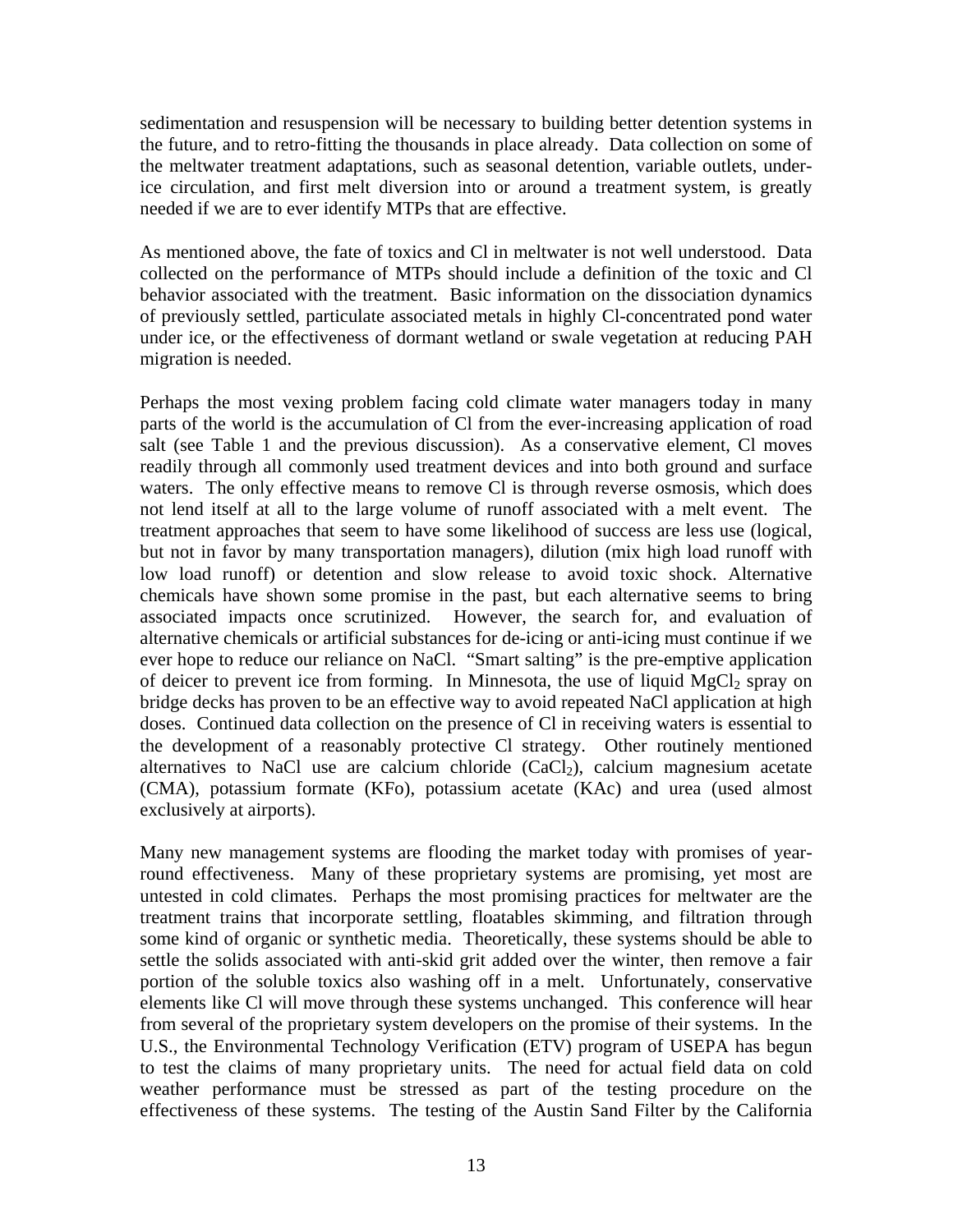sedimentation and resuspension will be necessary to building better detention systems in the future, and to retro-fitting the thousands in place already. Data collection on some of the meltwater treatment adaptations, such as seasonal detention, variable outlets, under-ice circulation, and first melt diversion into or around a treatment system, is greatly needed if we are to ever identify MTPs that are effective.

As mentioned above, the fate of toxics and Cl in meltwater is not well understood. Data collected on the performance of MTPs should include a definition of the toxic and Cl behavior associated with the treatment. Basic information on the dissociation dynamics of previously settled, particulate associated metals in highly Cl-concentrated pond water under ice, or the effectiveness of dormant wetland or swale vegetation at reducing PAH migration is needed.

Perhaps the most vexing problem facing cold climate water managers today in many parts of the world is the accumulation of Cl from the ever-increasing application of road salt (see Table 1 and the previous discussion). As a conservative element, Cl moves readily through all commonly used treatment devices and into both ground and surface waters. The only effective means to remove Cl is through reverse osmosis, which does not lend itself at all to the large volume of runoff associated with a melt event. The treatment approaches that seem to have some likelihood of success are less use (logical, but not in favor by many transportation managers), dilution (mix high load runoff with low load runoff) or detention and slow release to avoid toxic shock. Alternative chemicals have shown some promise in the past, but each alternative seems to bring associated impacts once scrutinized. However, the search for, and evaluation of alternative chemicals or artificial substances for de-icing or anti-icing must continue if we ever hope to reduce our reliance on NaCl. "Smart salting" is the pre-emptive application of deicer to prevent ice from forming. In Minnesota, the use of liquid $MgCl_2$ spray on bridge decks has proven to be an effective way to avoid repeated NaCl application at high doses. Continued data collection on the presence of Cl in receiving waters is essential to the development of a reasonably protective Cl strategy. Other routinely mentioned alternatives to NaCl use are calcium chloride ($CaCl_2$), calcium magnesium acetate (CMA), potassium formate (KFo), potassium acetate (KAc) and urea (used almost exclusively at airports).

Many new management systems are flooding the market today with promises of year-round effectiveness. Many of these proprietary systems are promising, yet most are untested in cold climates. Perhaps the most promising practices for meltwater are the treatment trains that incorporate settling, floatables skimming, and filtration through some kind of organic or synthetic media. Theoretically, these systems should be able to settle the solids associated with anti-skid grit added over the winter, then remove a fair portion of the soluble toxics also washing off in a melt. Unfortunately, conservative elements like Cl will move through these systems unchanged. This conference will hear from several of the proprietary system developers on the promise of their systems. In the U.S., the Environmental Technology Verification (ETV) program of USEPA has begun to test the claims of many proprietary units. The need for actual field data on cold weather performance must be stressed as part of the testing procedure on the effectiveness of these systems. The testing of the Austin Sand Filter by the California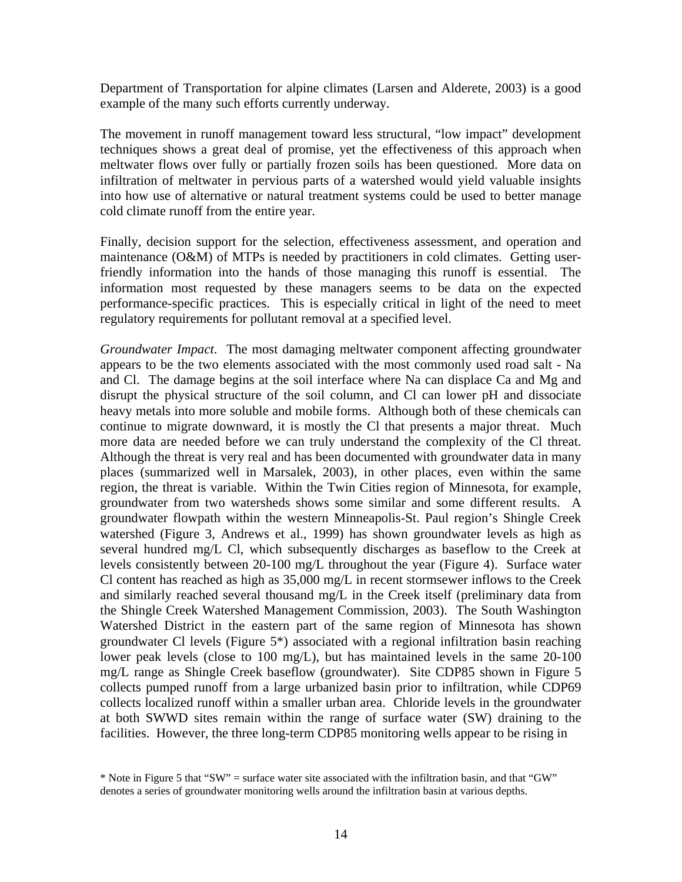Department of Transportation for alpine climates (Larsen and Alderete, 2003) is a good example of the many such efforts currently underway.

The movement in runoff management toward less structural, "low impact" development techniques shows a great deal of promise, yet the effectiveness of this approach when meltwater flows over fully or partially frozen soils has been questioned. More data on infiltration of meltwater in pervious parts of a watershed would yield valuable insights into how use of alternative or natural treatment systems could be used to better manage cold climate runoff from the entire year.

Finally, decision support for the selection, effectiveness assessment, and operation and maintenance (O&M) of MTPs is needed by practitioners in cold climates. Getting user-friendly information into the hands of those managing this runoff is essential. The information most requested by these managers seems to be data on the expected performance-specific practices. This is especially critical in light of the need to meet regulatory requirements for pollutant removal at a specified level.

*Groundwater Impact*. The most damaging meltwater component affecting groundwater appears to be the two elements associated with the most commonly used road salt - Na and Cl. The damage begins at the soil interface where Na can displace Ca and Mg and disrupt the physical structure of the soil column, and Cl can lower pH and dissociate heavy metals into more soluble and mobile forms. Although both of these chemicals can continue to migrate downward, it is mostly the Cl that presents a major threat. Much more data are needed before we can truly understand the complexity of the Cl threat. Although the threat is very real and has been documented with groundwater data in many places (summarized well in Marsalek, 2003), in other places, even within the same region, the threat is variable. Within the Twin Cities region of Minnesota, for example, groundwater from two watersheds shows some similar and some different results. A groundwater flowpath within the western Minneapolis-St. Paul region's Shingle Creek watershed (Figure 3, Andrews et al., 1999) has shown groundwater levels as high as several hundred mg/L Cl, which subsequently discharges as baseflow to the Creek at levels consistently between 20-100 mg/L throughout the year (Figure 4). Surface water Cl content has reached as high as 35,000 mg/L in recent stormsewer inflows to the Creek and similarly reached several thousand mg/L in the Creek itself (preliminary data from the Shingle Creek Watershed Management Commission, 2003). The South Washington Watershed District in the eastern part of the same region of Minnesota has shown groundwater Cl levels (Figure 5*) associated with a regional infiltration basin reaching lower peak levels (close to 100 mg/L), but has maintained levels in the same 20-100 mg/L range as Shingle Creek baseflow (groundwater). Site CDP85 shown in Figure 5 collects pumped runoff from a large urbanized basin prior to infiltration, while CDP69 collects localized runoff within a smaller urban area. Chloride levels in the groundwater at both SWWD sites remain within the range of surface water (SW) draining to the facilities. However, the three long-term CDP85 monitoring wells appear to be rising in

\* Note in Figure 5 that "SW" = surface water site associated with the infiltration basin, and that "GW" denotes a series of groundwater monitoring wells around the infiltration basin at various depths.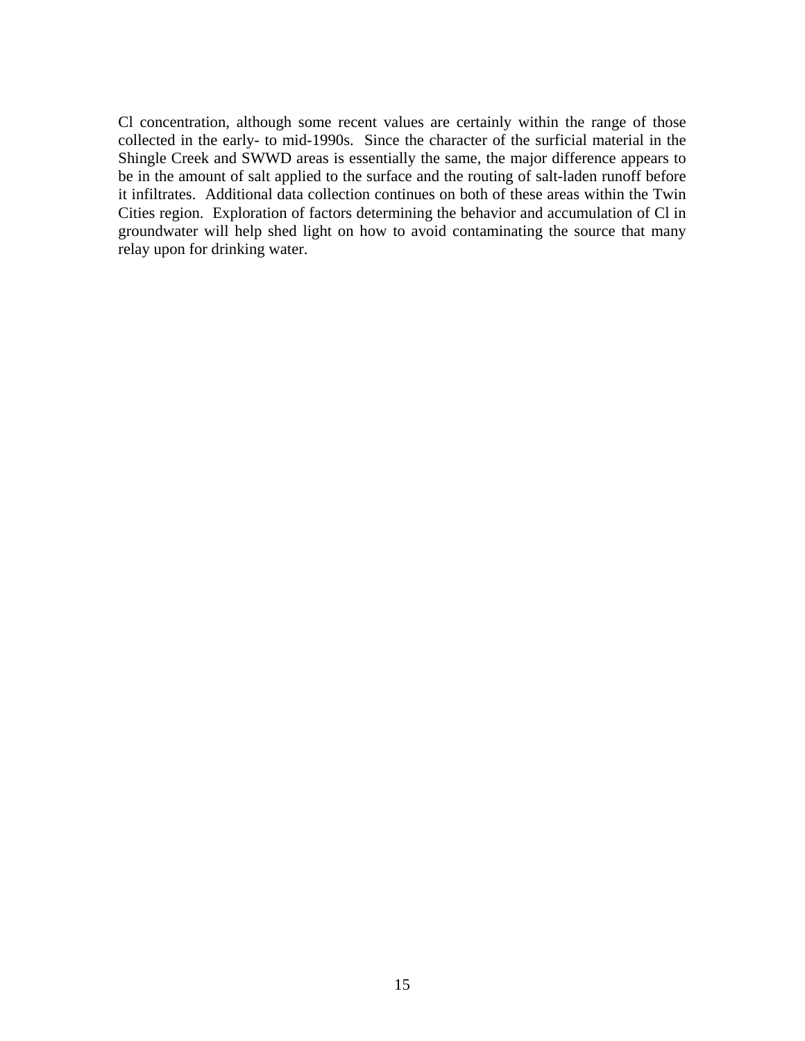Cl concentration, although some recent values are certainly within the range of those collected in the early- to mid-1990s. Since the character of the surficial material in the Shingle Creek and SWWD areas is essentially the same, the major difference appears to be in the amount of salt applied to the surface and the routing of salt-laden runoff before it infiltrates. Additional data collection continues on both of these areas within the Twin Cities region. Exploration of factors determining the behavior and accumulation of Cl in groundwater will help shed light on how to avoid contaminating the source that many relay upon for drinking water.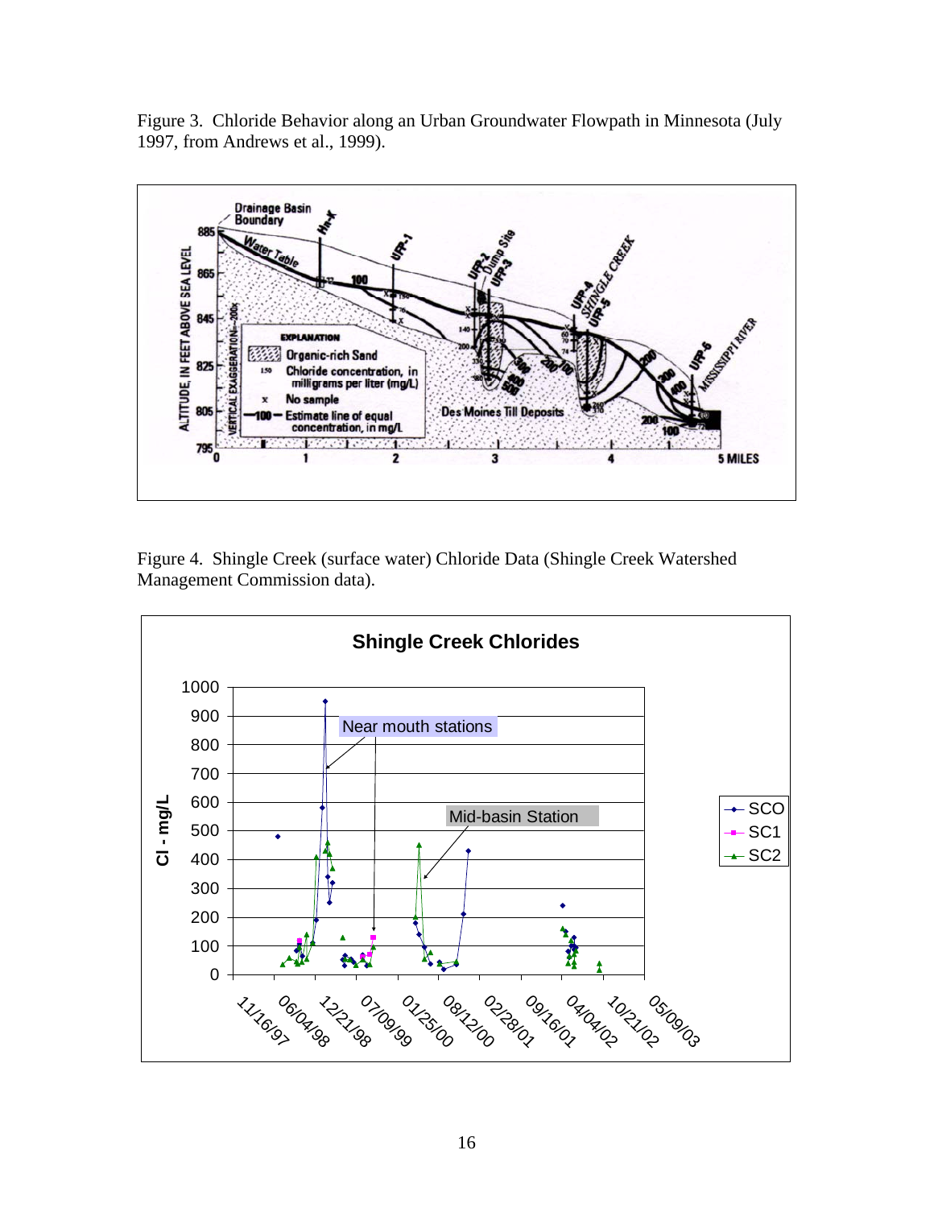Figure 3. Chloride Behavior along an Urban Groundwater Flowpath in Minnesota (July 1997, from Andrews et al., 1999).

Figure 4. Shingle Creek (surface water) Chloride Data (Shingle Creek Watershed Management Commission data).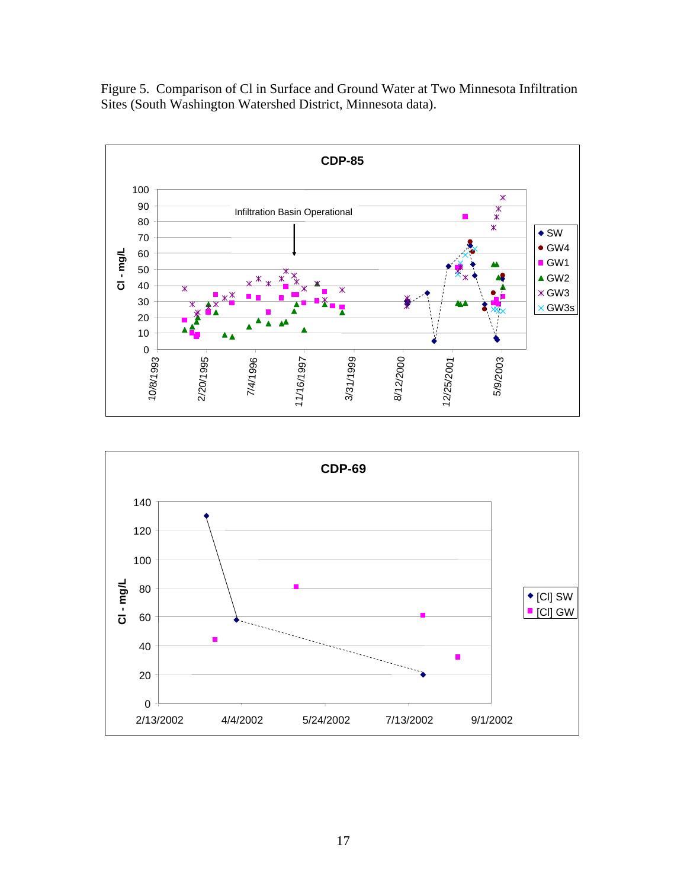Figure 5. Comparison of Cl in Surface and Ground Water at Two Minnesota Infiltration Sites (South Washington Watershed District, Minnesota data).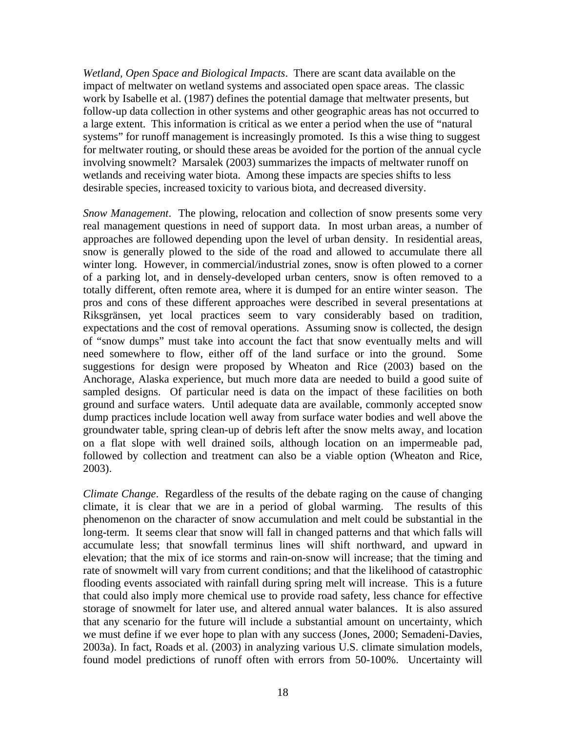*Wetland, Open Space and Biological Impacts*. There are scant data available on the impact of meltwater on wetland systems and associated open space areas. The classic work by Isabelle et al. (1987) defines the potential damage that meltwater presents, but follow-up data collection in other systems and other geographic areas has not occurred to a large extent. This information is critical as we enter a period when the use of "natural systems" for runoff management is increasingly promoted. Is this a wise thing to suggest for meltwater routing, or should these areas be avoided for the portion of the annual cycle involving snowmelt? Marsalek (2003) summarizes the impacts of meltwater runoff on wetlands and receiving water biota. Among these impacts are species shifts to less desirable species, increased toxicity to various biota, and decreased diversity.

*Snow Management*. The plowing, relocation and collection of snow presents some very real management questions in need of support data. In most urban areas, a number of approaches are followed depending upon the level of urban density. In residential areas, snow is generally plowed to the side of the road and allowed to accumulate there all winter long. However, in commercial/industrial zones, snow is often plowed to a corner of a parking lot, and in densely-developed urban centers, snow is often removed to a totally different, often remote area, where it is dumped for an entire winter season. The pros and cons of these different approaches were described in several presentations at Riksgränsen, yet local practices seem to vary considerably based on tradition, expectations and the cost of removal operations. Assuming snow is collected, the design of "snow dumps" must take into account the fact that snow eventually melts and will need somewhere to flow, either off of the land surface or into the ground. Some suggestions for design were proposed by Wheaton and Rice (2003) based on the Anchorage, Alaska experience, but much more data are needed to build a good suite of sampled designs. Of particular need is data on the impact of these facilities on both ground and surface waters. Until adequate data are available, commonly accepted snow dump practices include location well away from surface water bodies and well above the groundwater table, spring clean-up of debris left after the snow melts away, and location on a flat slope with well drained soils, although location on an impermeable pad, followed by collection and treatment can also be a viable option (Wheaton and Rice, 2003).

*Climate Change*. Regardless of the results of the debate raging on the cause of changing climate, it is clear that we are in a period of global warming. The results of this phenomenon on the character of snow accumulation and melt could be substantial in the long-term. It seems clear that snow will fall in changed patterns and that which falls will accumulate less; that snowfall terminus lines will shift northward, and upward in elevation; that the mix of ice storms and rain-on-snow will increase; that the timing and rate of snowmelt will vary from current conditions; and that the likelihood of catastrophic flooding events associated with rainfall during spring melt will increase. This is a future that could also imply more chemical use to provide road safety, less chance for effective storage of snowmelt for later use, and altered annual water balances. It is also assured that any scenario for the future will include a substantial amount on uncertainty, which we must define if we ever hope to plan with any success (Jones, 2000; Semadeni-Davies, 2003a). In fact, Roads et al. (2003) in analyzing various U.S. climate simulation models, found model predictions of runoff often with errors from 50-100%. Uncertainty will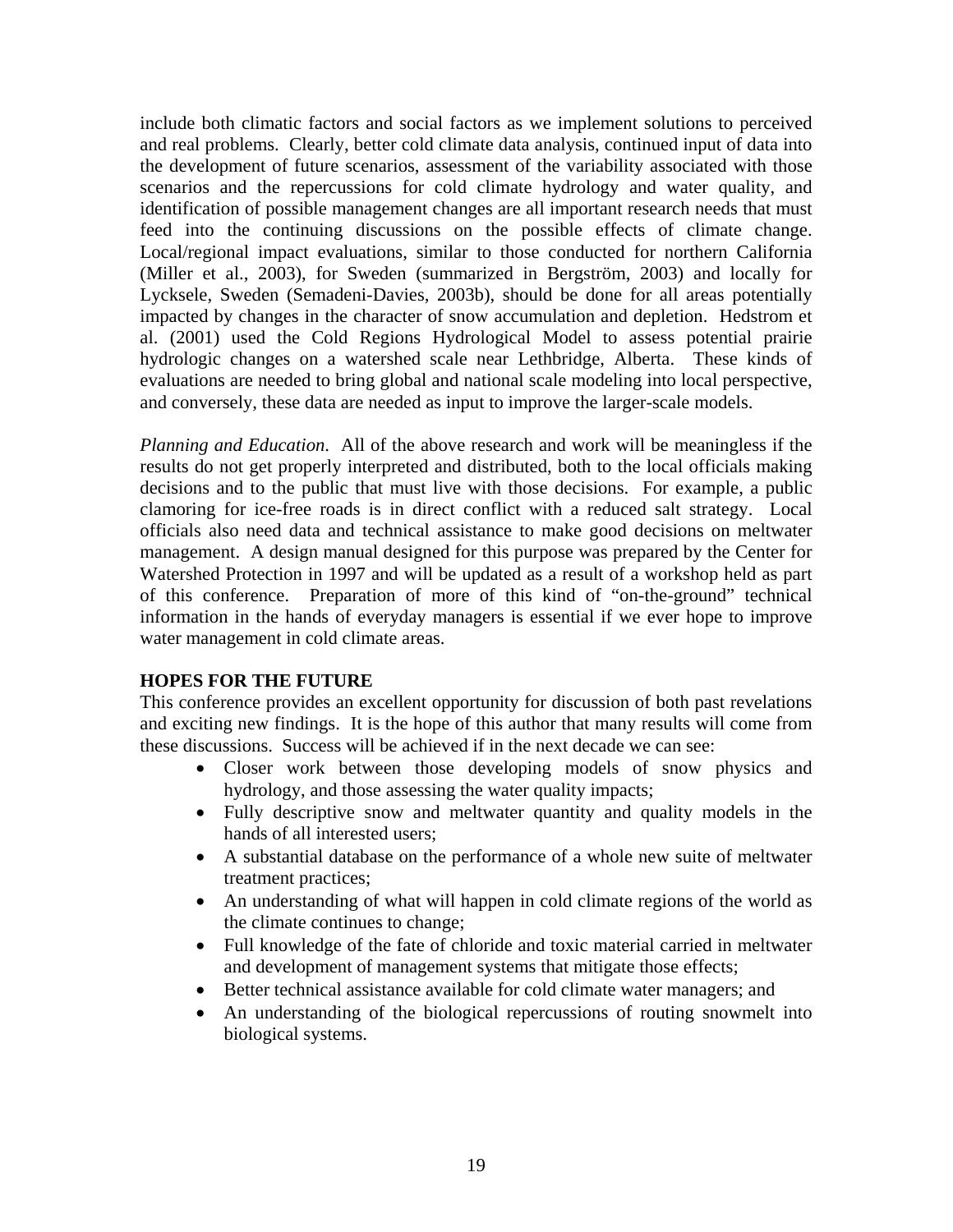include both climatic factors and social factors as we implement solutions to perceived and real problems. Clearly, better cold climate data analysis, continued input of data into the development of future scenarios, assessment of the variability associated with those scenarios and the repercussions for cold climate hydrology and water quality, and identification of possible management changes are all important research needs that must feed into the continuing discussions on the possible effects of climate change. Local/regional impact evaluations, similar to those conducted for northern California (Miller et al., 2003), for Sweden (summarized in Bergström, 2003) and locally for Lycksele, Sweden (Semadeni-Davies, 2003b), should be done for all areas potentially impacted by changes in the character of snow accumulation and depletion. Hedstrom et al. (2001) used the Cold Regions Hydrological Model to assess potential prairie hydrologic changes on a watershed scale near Lethbridge, Alberta. These kinds of evaluations are needed to bring global and national scale modeling into local perspective, and conversely, these data are needed as input to improve the larger-scale models.

*Planning and Education.* All of the above research and work will be meaningless if the results do not get properly interpreted and distributed, both to the local officials making decisions and to the public that must live with those decisions. For example, a public clamoring for ice-free roads is in direct conflict with a reduced salt strategy. Local officials also need data and technical assistance to make good decisions on meltwater management. A design manual designed for this purpose was prepared by the Center for Watershed Protection in 1997 and will be updated as a result of a workshop held as part of this conference. Preparation of more of this kind of "on-the-ground" technical information in the hands of everyday managers is essential if we ever hope to improve water management in cold climate areas.

**HOPES FOR THE FUTURE**

This conference provides an excellent opportunity for discussion of both past revelations and exciting new findings. It is the hope of this author that many results will come from these discussions. Success will be achieved if in the next decade we can see:

- Closer work between those developing models of snow physics and hydrology, and those assessing the water quality impacts;
- Fully descriptive snow and meltwater quantity and quality models in the hands of all interested users;
- A substantial database on the performance of a whole new suite of meltwater treatment practices;
- An understanding of what will happen in cold climate regions of the world as the climate continues to change;
- Full knowledge of the fate of chloride and toxic material carried in meltwater and development of management systems that mitigate those effects;
- Better technical assistance available for cold climate water managers; and
- An understanding of the biological repercussions of routing snowmelt into biological systems.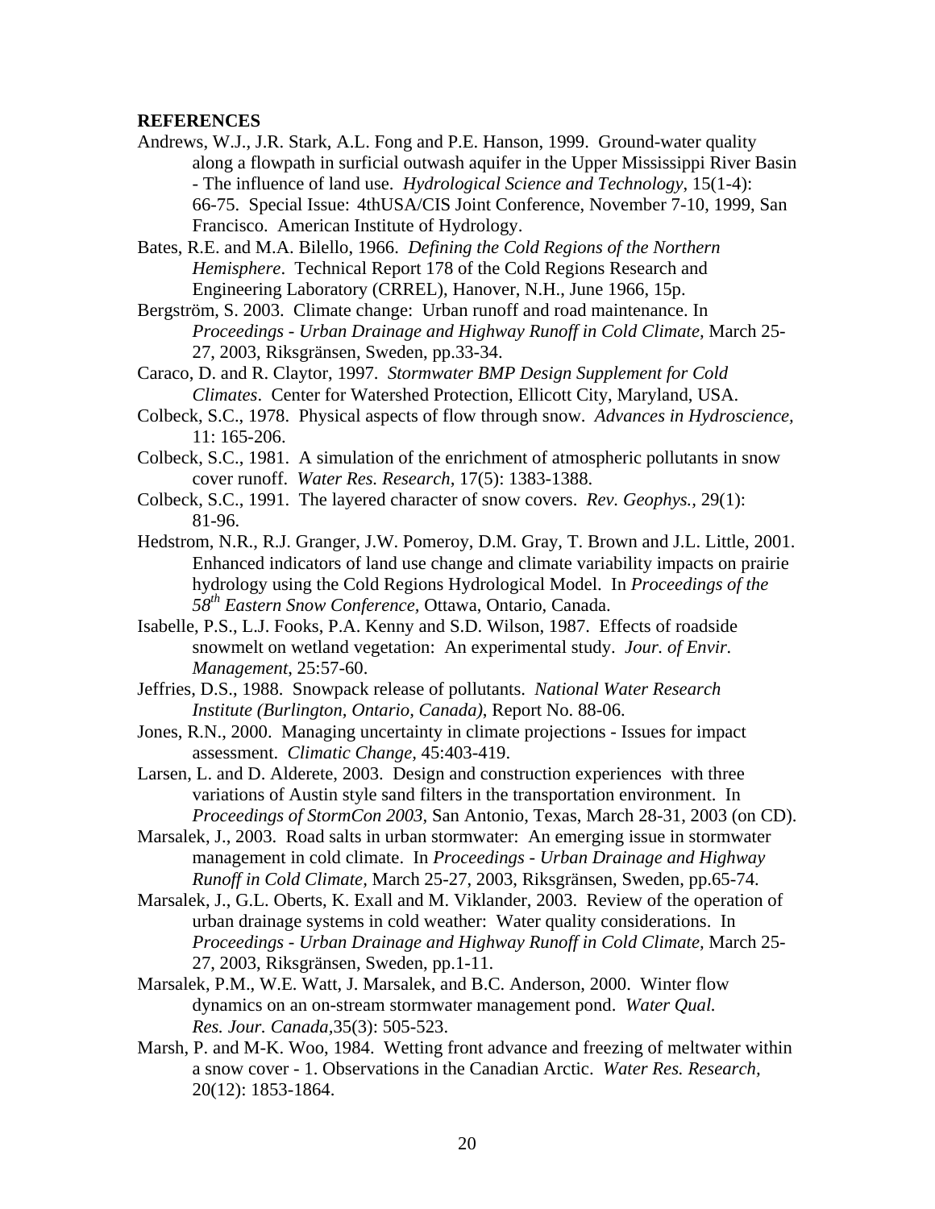**REFERENCES**

Andrews, W.J., J.R. Stark, A.L. Fong and P.E. Hanson, 1999. Ground-water quality along a flowpath in surficial outwash aquifer in the Upper Mississippi River Basin - The influence of land use. *Hydrological Science and Technology*, 15(1-4): 66-75. Special Issue: 4thUSA/CIS Joint Conference, November 7-10, 1999, San Francisco. American Institute of Hydrology.

Bates, R.E. and M.A. Bilello, 1966. *Defining the Cold Regions of the Northern Hemisphere*. Technical Report 178 of the Cold Regions Research and Engineering Laboratory (CRREL), Hanover, N.H., June 1966, 15p.

Bergström, S. 2003. Climate change: Urban runoff and road maintenance. In *Proceedings - Urban Drainage and Highway Runoff in Cold Climate*, March 25-27, 2003, Riksgränsen, Sweden, pp.33-34.

Caraco, D. and R. Claytor, 1997. *Stormwater BMP Design Supplement for Cold Climates*. Center for Watershed Protection, Ellicott City, Maryland, USA.

Colbeck, S.C., 1978. Physical aspects of flow through snow. *Advances in Hydroscience*, 11: 165-206.

Colbeck, S.C., 1981. A simulation of the enrichment of atmospheric pollutants in snow cover runoff. *Water Res. Research*, 17(5): 1383-1388.

Colbeck, S.C., 1991. The layered character of snow covers. *Rev. Geophys.*, 29(1): 81-96.

Hedstrom, N.R., R.J. Granger, J.W. Pomeroy, D.M. Gray, T. Brown and J.L. Little, 2001. Enhanced indicators of land use change and climate variability impacts on prairie hydrology using the Cold Regions Hydrological Model. In *Proceedings of the 58th Eastern Snow Conference*, Ottawa, Ontario, Canada.

Isabelle, P.S., L.J. Fooks, P.A. Kenny and S.D. Wilson, 1987. Effects of roadside snowmelt on wetland vegetation: An experimental study. *Jour. of Envir. Management*, 25:57-60.

Jeffries, D.S., 1988. Snowpack release of pollutants. *National Water Research Institute (Burlington, Ontario, Canada)*, Report No. 88-06.

Jones, R.N., 2000. Managing uncertainty in climate projections - Issues for impact assessment. *Climatic Change*, 45:403-419.

Larsen, L. and D. Alderete, 2003. Design and construction experiences with three variations of Austin style sand filters in the transportation environment. In *Proceedings of StormCon 2003*, San Antonio, Texas, March 28-31, 2003 (on CD).

Marsalek, J., 2003. Road salts in urban stormwater: An emerging issue in stormwater management in cold climate. In *Proceedings - Urban Drainage and Highway Runoff in Cold Climate*, March 25-27, 2003, Riksgränsen, Sweden, pp.65-74.

Marsalek, J., G.L. Oberts, K. Exall and M. Viklander, 2003. Review of the operation of urban drainage systems in cold weather: Water quality considerations. In *Proceedings - Urban Drainage and Highway Runoff in Cold Climate*, March 25-27, 2003, Riksgränsen, Sweden, pp.1-11.

Marsalek, P.M., W.E. Watt, J. Marsalek, and B.C. Anderson, 2000. Winter flow dynamics on an on-stream stormwater management pond. *Water Qual. Res. Jour. Canada*,35(3): 505-523.

Marsh, P. and M-K. Woo, 1984. Wetting front advance and freezing of meltwater within a snow cover - 1. Observations in the Canadian Arctic. *Water Res. Research*, 20(12): 1853-1864.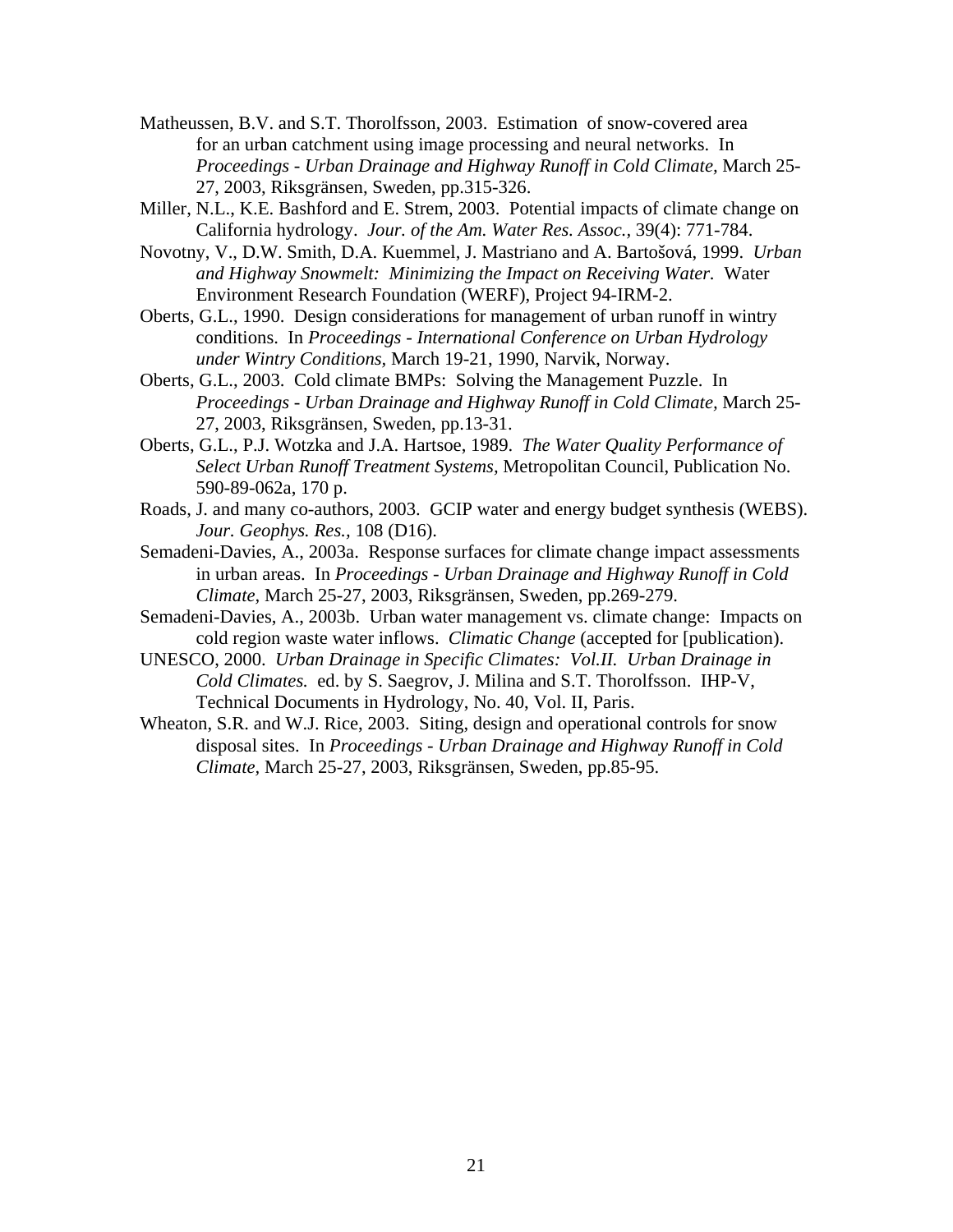Matheussen, B.V. and S.T. Thorolfsson, 2003. Estimation of snow-covered area for an urban catchment using image processing and neural networks. In *Proceedings - Urban Drainage and Highway Runoff in Cold Climate,* March 25-27, 2003, Riksgränsen, Sweden, pp.315-326.

Miller, N.L., K.E. Bashford and E. Strem, 2003. Potential impacts of climate change on California hydrology. *Jour. of the Am. Water Res. Assoc.,* 39(4): 771-784.

Novotny, V., D.W. Smith, D.A. Kuemmel, J. Mastriano and A. Bartošová, 1999. *Urban and Highway Snowmelt: Minimizing the Impact on Receiving Water.* Water Environment Research Foundation (WERF), Project 94-IRM-2.

Oberts, G.L., 1990. Design considerations for management of urban runoff in wintry conditions. In *Proceedings - International Conference on Urban Hydrology under Wintry Conditions,* March 19-21, 1990, Narvik, Norway.

Oberts, G.L., 2003. Cold climate BMPs: Solving the Management Puzzle. In *Proceedings - Urban Drainage and Highway Runoff in Cold Climate,* March 25-27, 2003, Riksgränsen, Sweden, pp.13-31.

Oberts, G.L., P.J. Wotzka and J.A. Hartsoe, 1989. *The Water Quality Performance of Select Urban Runoff Treatment Systems,* Metropolitan Council, Publication No. 590-89-062a, 170 p.

Roads, J. and many co-authors, 2003. GCIP water and energy budget synthesis (WEBS). *Jour. Geophys. Res.,* 108 (D16).

Semadeni-Davies, A., 2003a. Response surfaces for climate change impact assessments in urban areas. In *Proceedings - Urban Drainage and Highway Runoff in Cold Climate,* March 25-27, 2003, Riksgränsen, Sweden, pp.269-279.

Semadeni-Davies, A., 2003b. Urban water management vs. climate change: Impacts on cold region waste water inflows. *Climatic Change* (accepted for [publication).

UNESCO, 2000. *Urban Drainage in Specific Climates: Vol.II. Urban Drainage in Cold Climates.* ed. by S. Saegrov, J. Milina and S.T. Thorolfsson. IHP-V, Technical Documents in Hydrology, No. 40, Vol. II, Paris.

Wheaton, S.R. and W.J. Rice, 2003. Siting, design and operational controls for snow disposal sites. In *Proceedings - Urban Drainage and Highway Runoff in Cold Climate,* March 25-27, 2003, Riksgränsen, Sweden, pp.85-95.